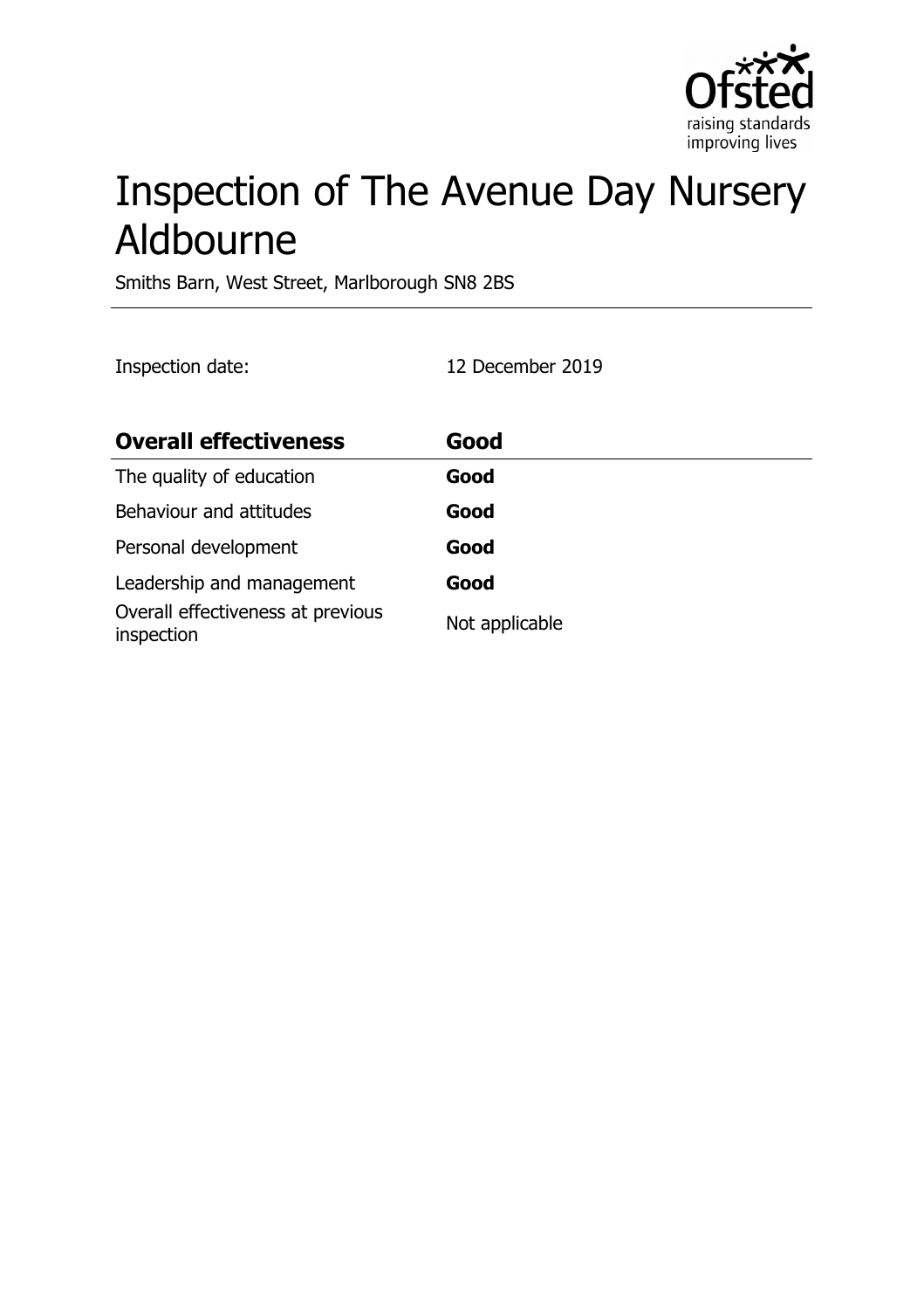# Inspection of The Avenue Day Nursery Aldbourne

Smiths Barn, West Street, Marlborough SN8 2BS

Inspection date: 12 December 2019

| **Overall effectiveness** | **Good** |
| --- | --- |
| The quality of education | **Good** |
| Behaviour and attitudes | **Good** |
| Personal development | **Good** |
| Leadership and management | **Good** |
| Overall effectiveness at previous inspection | Not applicable |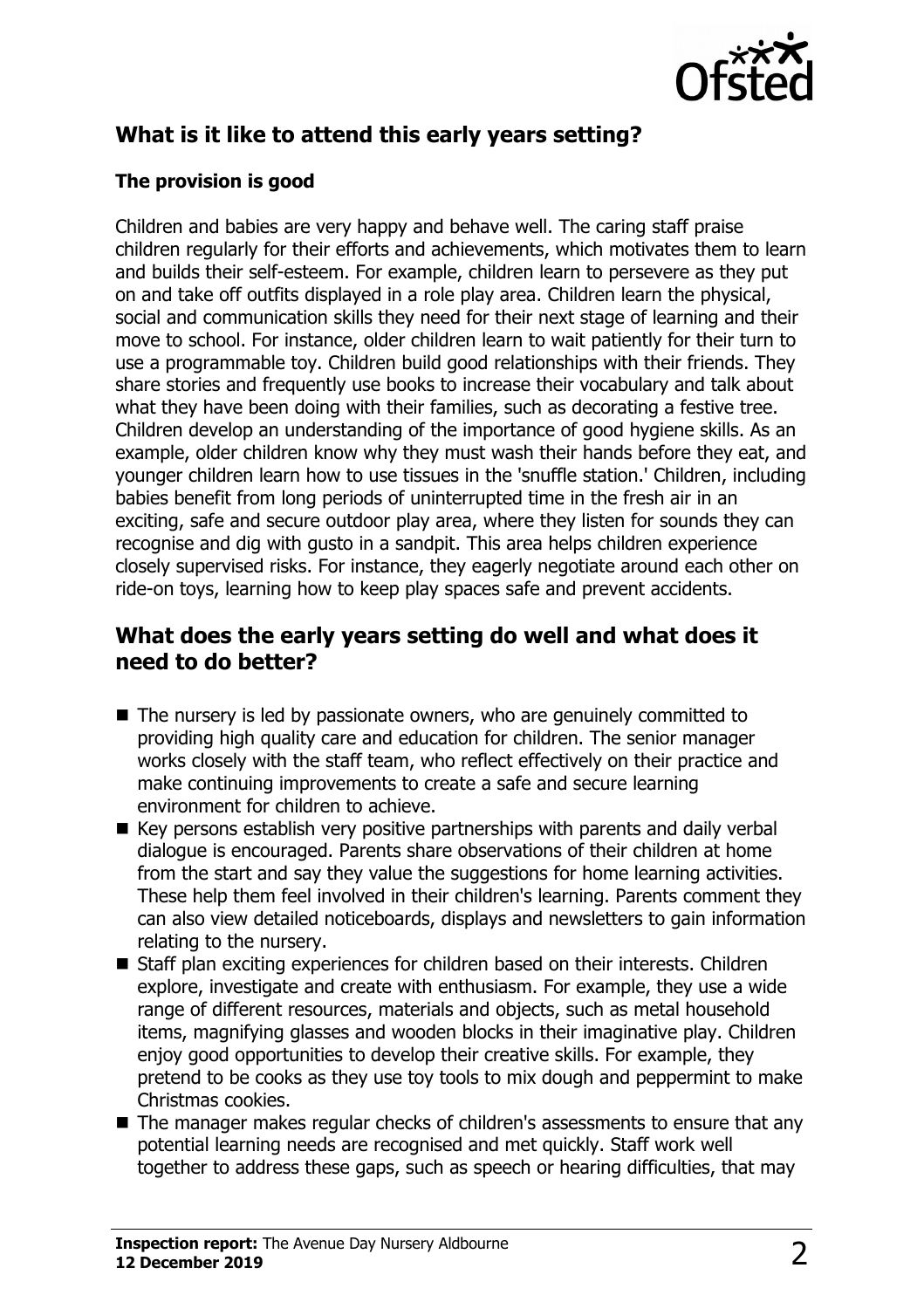## What is it like to attend this early years setting?

### The provision is good

Children and babies are very happy and behave well. The caring staff praise children regularly for their efforts and achievements, which motivates them to learn and builds their self-esteem. For example, children learn to persevere as they put on and take off outfits displayed in a role play area. Children learn the physical, social and communication skills they need for their next stage of learning and their move to school. For instance, older children learn to wait patiently for their turn to use a programmable toy. Children build good relationships with their friends. They share stories and frequently use books to increase their vocabulary and talk about what they have been doing with their families, such as decorating a festive tree. Children develop an understanding of the importance of good hygiene skills. As an example, older children know why they must wash their hands before they eat, and younger children learn how to use tissues in the 'snuffle station.' Children, including babies benefit from long periods of uninterrupted time in the fresh air in an exciting, safe and secure outdoor play area, where they listen for sounds they can recognise and dig with gusto in a sandpit. This area helps children experience closely supervised risks. For instance, they eagerly negotiate around each other on ride-on toys, learning how to keep play spaces safe and prevent accidents.

## What does the early years setting do well and what does it need to do better?

- The nursery is led by passionate owners, who are genuinely committed to providing high quality care and education for children. The senior manager works closely with the staff team, who reflect effectively on their practice and make continuing improvements to create a safe and secure learning environment for children to achieve.
- Key persons establish very positive partnerships with parents and daily verbal dialogue is encouraged. Parents share observations of their children at home from the start and say they value the suggestions for home learning activities. These help them feel involved in their children's learning. Parents comment they can also view detailed noticeboards, displays and newsletters to gain information relating to the nursery.
- Staff plan exciting experiences for children based on their interests. Children explore, investigate and create with enthusiasm. For example, they use a wide range of different resources, materials and objects, such as metal household items, magnifying glasses and wooden blocks in their imaginative play. Children enjoy good opportunities to develop their creative skills. For example, they pretend to be cooks as they use toy tools to mix dough and peppermint to make Christmas cookies.
- The manager makes regular checks of children's assessments to ensure that any potential learning needs are recognised and met quickly. Staff work well together to address these gaps, such as speech or hearing difficulties, that may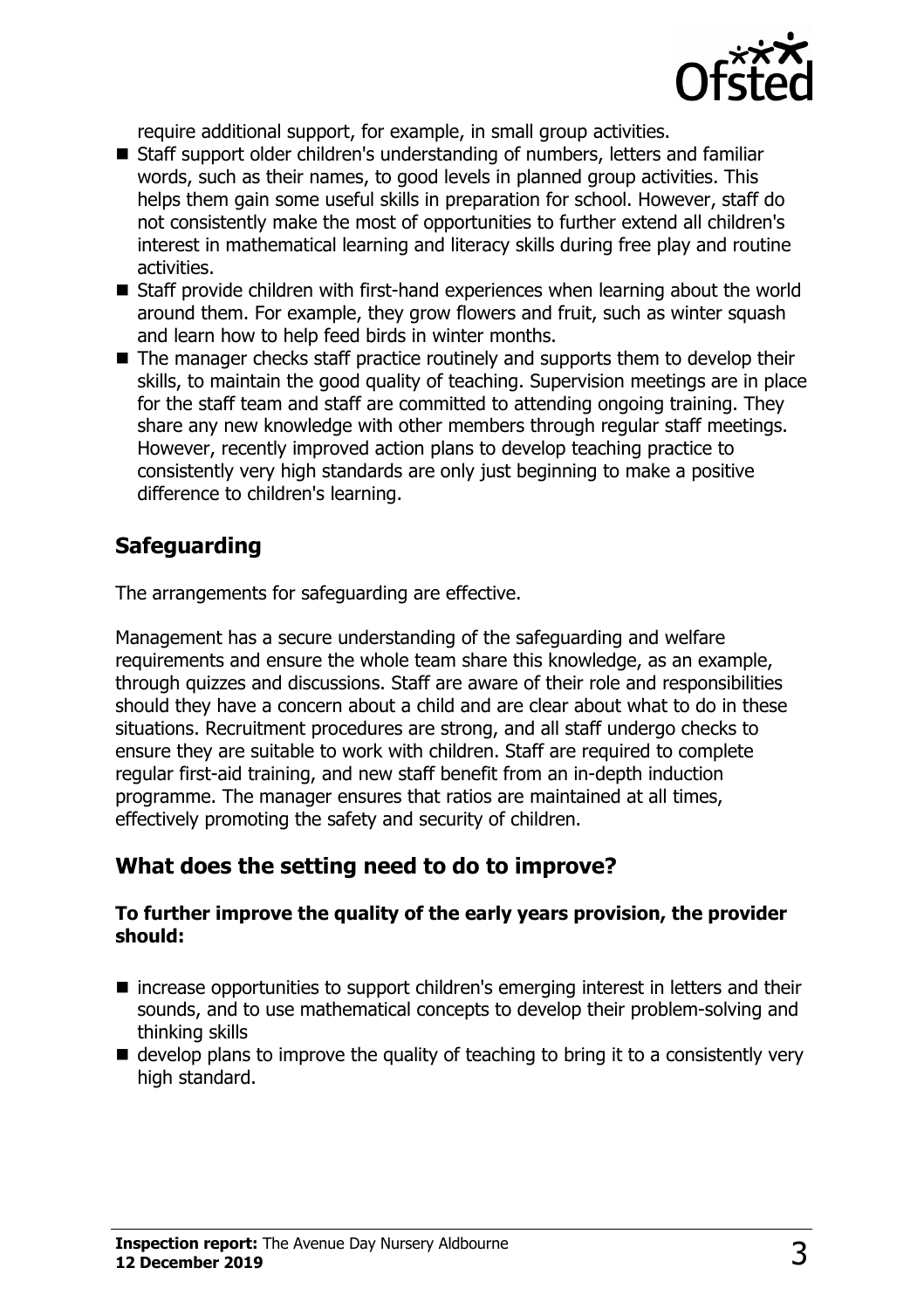require additional support, for example, in small group activities.

- Staff support older children's understanding of numbers, letters and familiar words, such as their names, to good levels in planned group activities. This helps them gain some useful skills in preparation for school. However, staff do not consistently make the most of opportunities to further extend all children's interest in mathematical learning and literacy skills during free play and routine activities.
- Staff provide children with first-hand experiences when learning about the world around them. For example, they grow flowers and fruit, such as winter squash and learn how to help feed birds in winter months.
- The manager checks staff practice routinely and supports them to develop their skills, to maintain the good quality of teaching. Supervision meetings are in place for the staff team and staff are committed to attending ongoing training. They share any new knowledge with other members through regular staff meetings. However, recently improved action plans to develop teaching practice to consistently very high standards are only just beginning to make a positive difference to children's learning.

## Safeguarding

The arrangements for safeguarding are effective.

Management has a secure understanding of the safeguarding and welfare requirements and ensure the whole team share this knowledge, as an example, through quizzes and discussions. Staff are aware of their role and responsibilities should they have a concern about a child and are clear about what to do in these situations. Recruitment procedures are strong, and all staff undergo checks to ensure they are suitable to work with children. Staff are required to complete regular first-aid training, and new staff benefit from an in-depth induction programme. The manager ensures that ratios are maintained at all times, effectively promoting the safety and security of children.

## What does the setting need to do to improve?

**To further improve the quality of the early years provision, the provider should:**

- increase opportunities to support children's emerging interest in letters and their sounds, and to use mathematical concepts to develop their problem-solving and thinking skills
- develop plans to improve the quality of teaching to bring it to a consistently very high standard.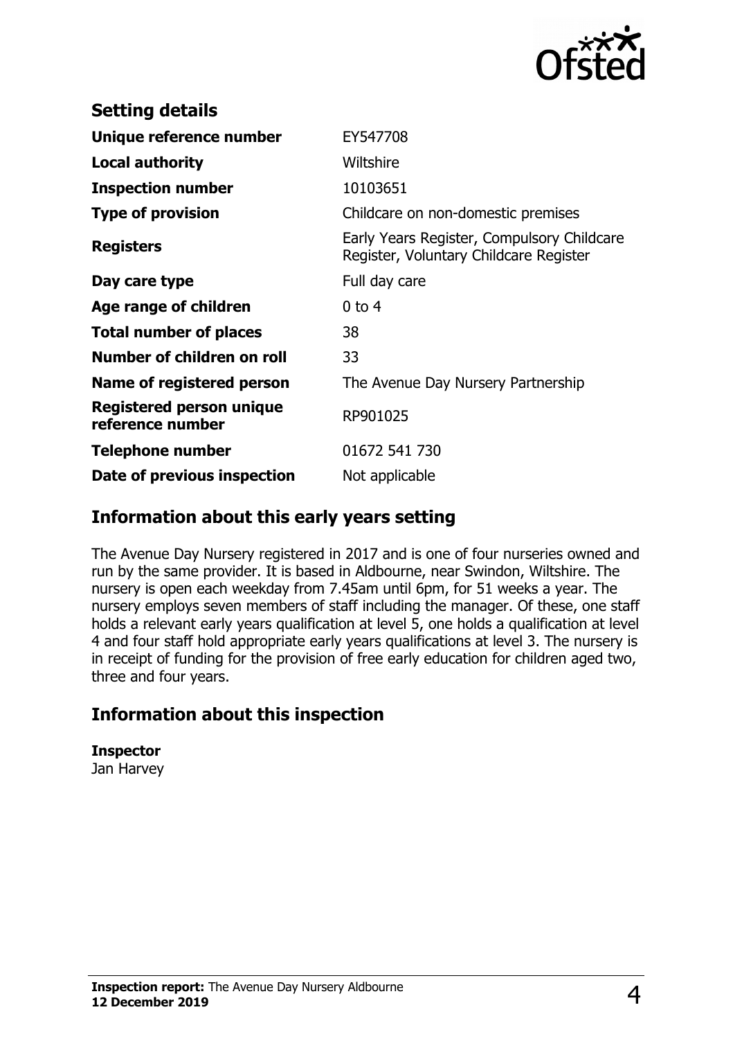## Setting details

| | |
|---|---|
| **Unique reference number** | EY547708 |
| **Local authority** | Wiltshire |
| **Inspection number** | 10103651 |
| **Type of provision** | Childcare on non-domestic premises |
| **Registers** | Early Years Register, Compulsory Childcare Register, Voluntary Childcare Register |
| **Day care type** | Full day care |
| **Age range of children** | 0 to 4 |
| **Total number of places** | 38 |
| **Number of children on roll** | 33 |
| **Name of registered person** | The Avenue Day Nursery Partnership |
| **Registered person unique reference number** | RP901025 |
| **Telephone number** | 01672 541 730 |
| **Date of previous inspection** | Not applicable |

## Information about this early years setting

The Avenue Day Nursery registered in 2017 and is one of four nurseries owned and run by the same provider. It is based in Aldbourne, near Swindon, Wiltshire. The nursery is open each weekday from 7.45am until 6pm, for 51 weeks a year. The nursery employs seven members of staff including the manager. Of these, one staff holds a relevant early years qualification at level 5, one holds a qualification at level 4 and four staff hold appropriate early years qualifications at level 3. The nursery is in receipt of funding for the provision of free early education for children aged two, three and four years.

## Information about this inspection

**Inspector**
Jan Harvey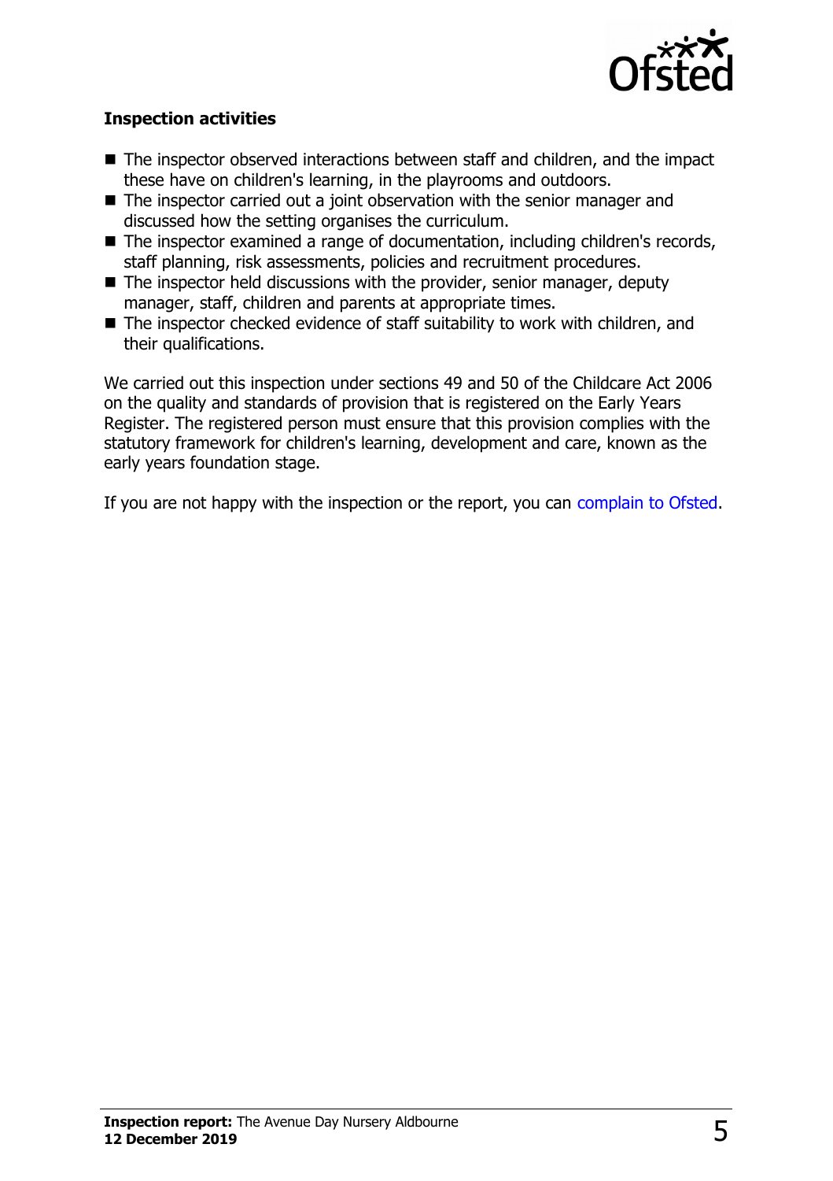### Inspection activities

- The inspector observed interactions between staff and children, and the impact these have on children's learning, in the playrooms and outdoors.
- The inspector carried out a joint observation with the senior manager and discussed how the setting organises the curriculum.
- The inspector examined a range of documentation, including children's records, staff planning, risk assessments, policies and recruitment procedures.
- The inspector held discussions with the provider, senior manager, deputy manager, staff, children and parents at appropriate times.
- The inspector checked evidence of staff suitability to work with children, and their qualifications.

We carried out this inspection under sections 49 and 50 of the Childcare Act 2006 on the quality and standards of provision that is registered on the Early Years Register. The registered person must ensure that this provision complies with the statutory framework for children's learning, development and care, known as the early years foundation stage.

If you are not happy with the inspection or the report, you can complain to Ofsted.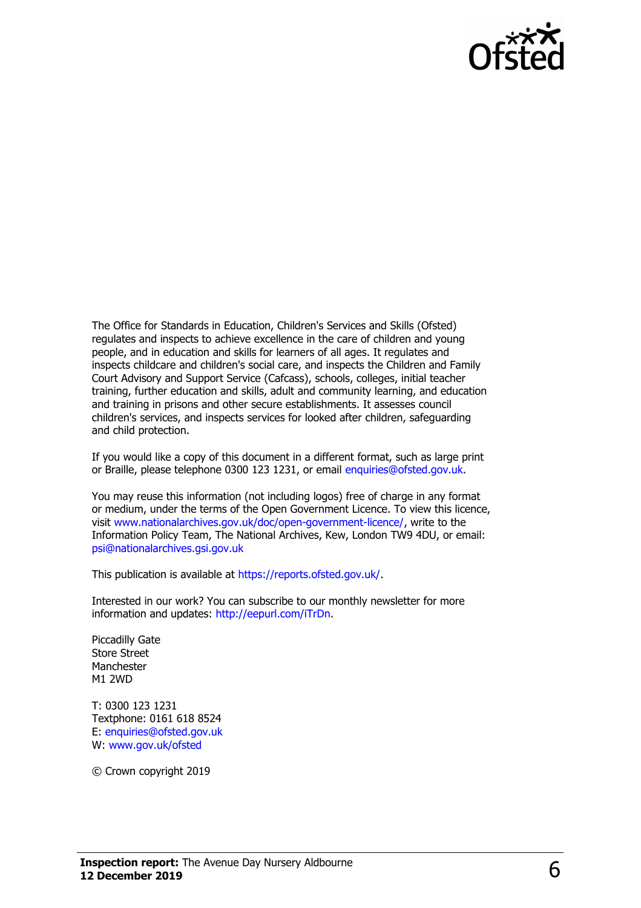The Office for Standards in Education, Children's Services and Skills (Ofsted) regulates and inspects to achieve excellence in the care of children and young people, and in education and skills for learners of all ages. It regulates and inspects childcare and children's social care, and inspects the Children and Family Court Advisory and Support Service (Cafcass), schools, colleges, initial teacher training, further education and skills, adult and community learning, and education and training in prisons and other secure establishments. It assesses council children's services, and inspects services for looked after children, safeguarding and child protection.

If you would like a copy of this document in a different format, such as large print or Braille, please telephone 0300 123 1231, or email enquiries@ofsted.gov.uk.

You may reuse this information (not including logos) free of charge in any format or medium, under the terms of the Open Government Licence. To view this licence, visit www.nationalarchives.gov.uk/doc/open-government-licence/, write to the Information Policy Team, The National Archives, Kew, London TW9 4DU, or email: psi@nationalarchives.gsi.gov.uk

This publication is available at https://reports.ofsted.gov.uk/.

Interested in our work? You can subscribe to our monthly newsletter for more information and updates: http://eepurl.com/iTrDn.

Piccadilly Gate
Store Street
Manchester
M1 2WD

T: 0300 123 1231
Textphone: 0161 618 8524
E: enquiries@ofsted.gov.uk
W: www.gov.uk/ofsted

© Crown copyright 2019